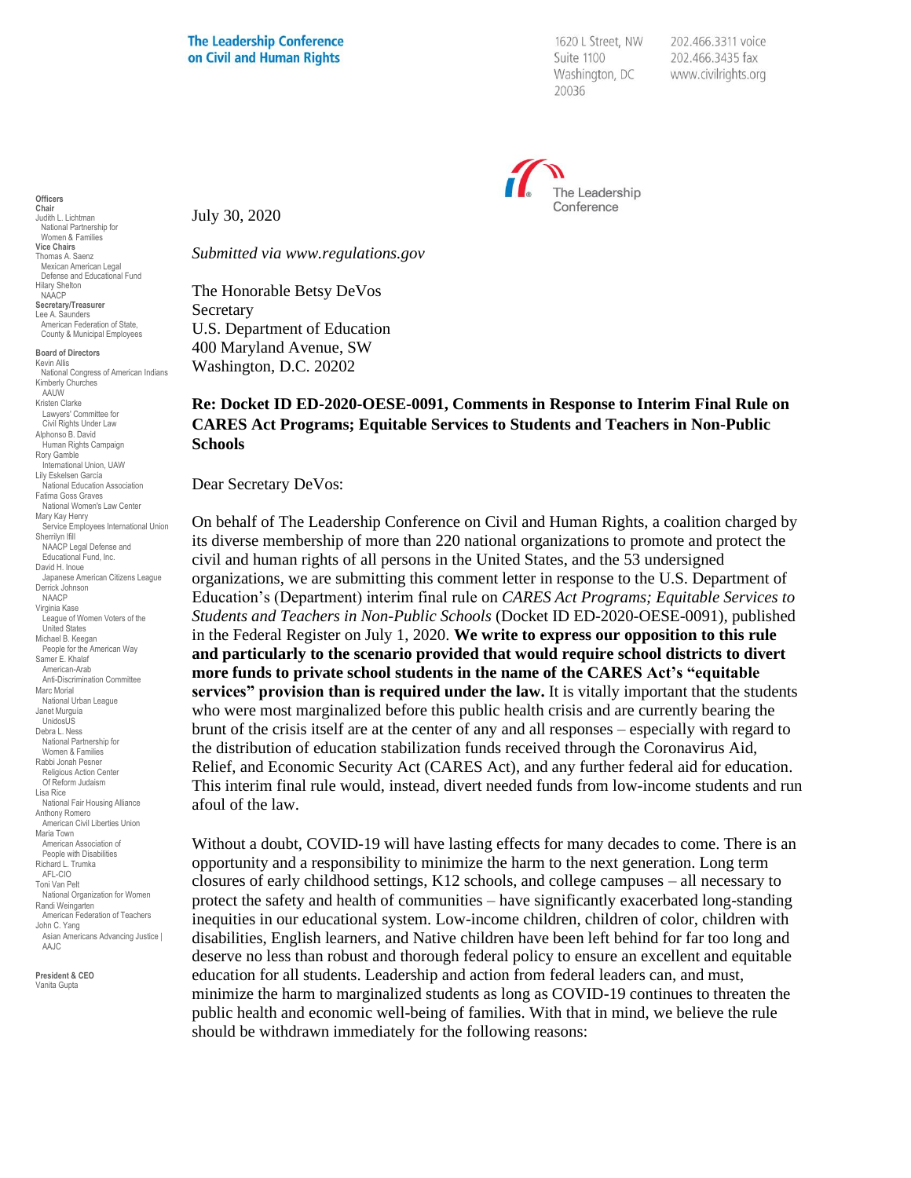**The Leadership Conference on Civil and Human Rights**

1620 L Street, NW
Suite 1100
Washington, DC
20036

202.466.3311 voice
202.466.3435 fax
www.civilrights.org

The Leadership Conference

**Officers**
**Chair**
Judith L. Lichtman
National Partnership for Women & Families
**Vice Chairs**
Thomas A. Saenz
Mexican American Legal Defense and Educational Fund
Hilary Shelton
NAACP
**Secretary/Treasurer**
Lee A. Saunders
American Federation of State, County & Municipal Employees

**Board of Directors**
Kevin Allis
National Congress of American Indians
Kimberly Churches
AAUW
Kristen Clarke
Lawyers' Committee for Civil Rights Under Law
Alphonso B. David
Human Rights Campaign
Rory Gamble
International Union, UAW
Lily Eskelsen García
National Education Association
Fatima Goss Graves
National Women's Law Center
Mary Kay Henry
Service Employees International Union
Sherrilyn Ifill
NAACP Legal Defense and Educational Fund, Inc.
David H. Inoue
Japanese American Citizens League
Derrick Johnson
NAACP
Virginia Kase
League of Women Voters of the United States
Michael B. Keegan
People for the American Way
Samer E. Khalaf
American-Arab Anti-Discrimination Committee
Marc Morial
National Urban League
Janet Murguía
UnidosUS
Debra L. Ness
National Partnership for Women & Families
Rabbi Jonah Pesner
Religious Action Center Of Reform Judaism
Lisa Rice
National Fair Housing Alliance
Anthony Romero
American Civil Liberties Union
Maria Town
American Association of People with Disabilities
Richard L. Trumka
AFL-CIO
Toni Van Pelt
National Organization for Women
Randi Weingarten
American Federation of Teachers
John C. Yang
Asian Americans Advancing Justice | AAJC

**President & CEO**
Vanita Gupta

July 30, 2020

*Submitted via www.regulations.gov*

The Honorable Betsy DeVos
Secretary
U.S. Department of Education
400 Maryland Avenue, SW
Washington, D.C. 20202

**Re: Docket ID ED-2020-OESE-0091, Comments in Response to Interim Final Rule on CARES Act Programs; Equitable Services to Students and Teachers in Non-Public Schools**

Dear Secretary DeVos:

On behalf of The Leadership Conference on Civil and Human Rights, a coalition charged by its diverse membership of more than 220 national organizations to promote and protect the civil and human rights of all persons in the United States, and the 53 undersigned organizations, we are submitting this comment letter in response to the U.S. Department of Education's (Department) interim final rule on *CARES Act Programs; Equitable Services to Students and Teachers in Non-Public Schools* (Docket ID ED-2020-OESE-0091), published in the Federal Register on July 1, 2020. **We write to express our opposition to this rule and particularly to the scenario provided that would require school districts to divert more funds to private school students in the name of the CARES Act's "equitable services" provision than is required under the law.** It is vitally important that the students who were most marginalized before this public health crisis and are currently bearing the brunt of the crisis itself are at the center of any and all responses – especially with regard to the distribution of education stabilization funds received through the Coronavirus Aid, Relief, and Economic Security Act (CARES Act), and any further federal aid for education. This interim final rule would, instead, divert needed funds from low-income students and run afoul of the law.

Without a doubt, COVID-19 will have lasting effects for many decades to come. There is an opportunity and a responsibility to minimize the harm to the next generation. Long term closures of early childhood settings, K12 schools, and college campuses – all necessary to protect the safety and health of communities – have significantly exacerbated long-standing inequities in our educational system. Low-income children, children of color, children with disabilities, English learners, and Native children have been left behind for far too long and deserve no less than robust and thorough federal policy to ensure an excellent and equitable education for all students. Leadership and action from federal leaders can, and must, minimize the harm to marginalized students as long as COVID-19 continues to threaten the public health and economic well-being of families. With that in mind, we believe the rule should be withdrawn immediately for the following reasons: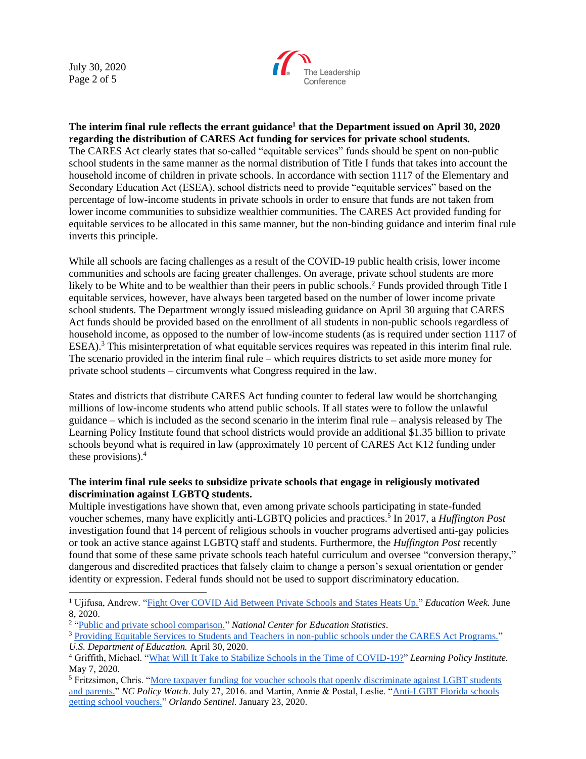**The interim final rule reflects the errant guidance[1] that the Department issued on April 30, 2020 regarding the distribution of CARES Act funding for services for private school students.**

The CARES Act clearly states that so-called "equitable services" funds should be spent on non-public school students in the same manner as the normal distribution of Title I funds that takes into account the household income of children in private schools. In accordance with section 1117 of the Elementary and Secondary Education Act (ESEA), school districts need to provide "equitable services" based on the percentage of low-income students in private schools in order to ensure that funds are not taken from lower income communities to subsidize wealthier communities. The CARES Act provided funding for equitable services to be allocated in this same manner, but the non-binding guidance and interim final rule inverts this principle.

While all schools are facing challenges as a result of the COVID-19 public health crisis, lower income communities and schools are facing greater challenges. On average, private school students are more likely to be White and to be wealthier than their peers in public schools.[2] Funds provided through Title I equitable services, however, have always been targeted based on the number of lower income private school students. The Department wrongly issued misleading guidance on April 30 arguing that CARES Act funds should be provided based on the enrollment of all students in non-public schools regardless of household income, as opposed to the number of low-income students (as is required under section 1117 of ESEA).[3] This misinterpretation of what equitable services requires was repeated in this interim final rule. The scenario provided in the interim final rule – which requires districts to set aside more money for private school students – circumvents what Congress required in the law.

States and districts that distribute CARES Act funding counter to federal law would be shortchanging millions of low-income students who attend public schools. If all states were to follow the unlawful guidance – which is included as the second scenario in the interim final rule – analysis released by The Learning Policy Institute found that school districts would provide an additional $1.35 billion to private schools beyond what is required in law (approximately 10 percent of CARES Act K12 funding under these provisions).[4]

**The interim final rule seeks to subsidize private schools that engage in religiously motivated discrimination against LGBTQ students.**

Multiple investigations have shown that, even among private schools participating in state-funded voucher schemes, many have explicitly anti-LGBTQ policies and practices.[5] In 2017, a *Huffington Post* investigation found that 14 percent of religious schools in voucher programs advertised anti-gay policies or took an active stance against LGBTQ staff and students. Furthermore, the *Huffington Post* recently found that some of these same private schools teach hateful curriculum and oversee "conversion therapy," dangerous and discredited practices that falsely claim to change a person's sexual orientation or gender identity or expression. Federal funds should not be used to support discriminatory education.

---

[1] Ujifusa, Andrew. "Fight Over COVID Aid Between Private Schools and States Heats Up." *Education Week.* June 8, 2020.

[2] "Public and private school comparison." *National Center for Education Statistics*.

[3] Providing Equitable Services to Students and Teachers in non-public schools under the CARES Act Programs." *U.S. Department of Education.* April 30, 2020.

[4] Griffith, Michael. "What Will It Take to Stabilize Schools in the Time of COVID-19?" *Learning Policy Institute.* May 7, 2020.

[5] Fritzsimon, Chris. "More taxpayer funding for voucher schools that openly discriminate against LGBT students and parents." *NC Policy Watch*. July 27, 2016. and Martin, Annie & Postal, Leslie. "Anti-LGBT Florida schools getting school vouchers." *Orlando Sentinel.* January 23, 2020.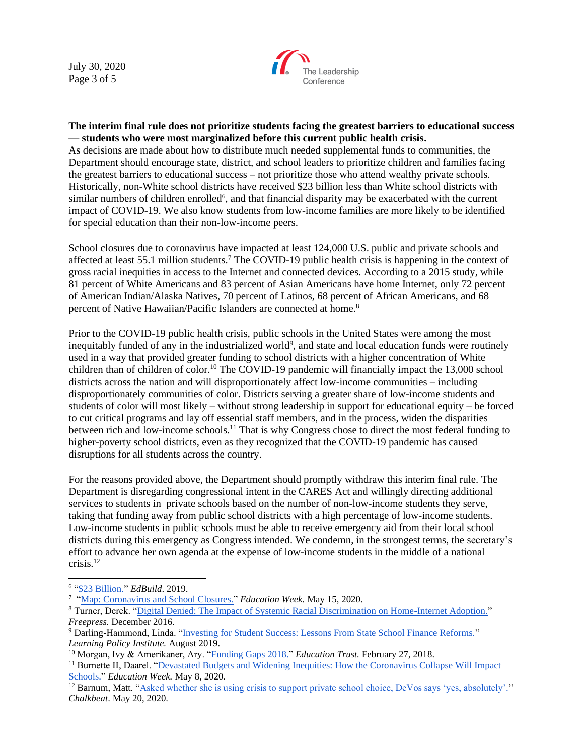**The interim final rule does not prioritize students facing the greatest barriers to educational success — students who were most marginalized before this current public health crisis.**

As decisions are made about how to distribute much needed supplemental funds to communities, the Department should encourage state, district, and school leaders to prioritize children and families facing the greatest barriers to educational success – not prioritize those who attend wealthy private schools. Historically, non-White school districts have received $23 billion less than White school districts with similar numbers of children enrolled[6], and that financial disparity may be exacerbated with the current impact of COVID-19. We also know students from low-income families are more likely to be identified for special education than their non-low-income peers.

School closures due to coronavirus have impacted at least 124,000 U.S. public and private schools and affected at least 55.1 million students.[7] The COVID-19 public health crisis is happening in the context of gross racial inequities in access to the Internet and connected devices. According to a 2015 study, while 81 percent of White Americans and 83 percent of Asian Americans have home Internet, only 72 percent of American Indian/Alaska Natives, 70 percent of Latinos, 68 percent of African Americans, and 68 percent of Native Hawaiian/Pacific Islanders are connected at home.[8]

Prior to the COVID-19 public health crisis, public schools in the United States were among the most inequitably funded of any in the industrialized world[9], and state and local education funds were routinely used in a way that provided greater funding to school districts with a higher concentration of White children than of children of color.[10] The COVID-19 pandemic will financially impact the 13,000 school districts across the nation and will disproportionately affect low-income communities – including disproportionately communities of color. Districts serving a greater share of low-income students and students of color will most likely – without strong leadership in support for educational equity – be forced to cut critical programs and lay off essential staff members, and in the process, widen the disparities between rich and low-income schools.[11] That is why Congress chose to direct the most federal funding to higher-poverty school districts, even as they recognized that the COVID-19 pandemic has caused disruptions for all students across the country.

For the reasons provided above, the Department should promptly withdraw this interim final rule. The Department is disregarding congressional intent in the CARES Act and willingly directing additional services to students in private schools based on the number of non-low-income students they serve, taking that funding away from public school districts with a high percentage of low-income students. Low-income students in public schools must be able to receive emergency aid from their local school districts during this emergency as Congress intended. We condemn, in the strongest terms, the secretary's effort to advance her own agenda at the expense of low-income students in the middle of a national crisis.[12]

---

[6] "$23 Billion." *EdBuild*. 2019.

[7] "Map: Coronavirus and School Closures." *Education Week.* May 15, 2020.

[8] Turner, Derek. "Digital Denied: The Impact of Systemic Racial Discrimination on Home-Internet Adoption." *Freepress.* December 2016.

[9] Darling-Hammond, Linda. "Investing for Student Success: Lessons From State School Finance Reforms." *Learning Policy Institute.* August 2019.

[10] Morgan, Ivy & Amerikaner, Ary. "Funding Gaps 2018." *Education Trust.* February 27, 2018.

[11] Burnette II, Daarel. "Devastated Budgets and Widening Inequities: How the Coronavirus Collapse Will Impact Schools." *Education Week.* May 8, 2020.

[12] Barnum, Matt. "Asked whether she is using crisis to support private school choice, DeVos says 'yes, absolutely'." *Chalkbeat*. May 20, 2020.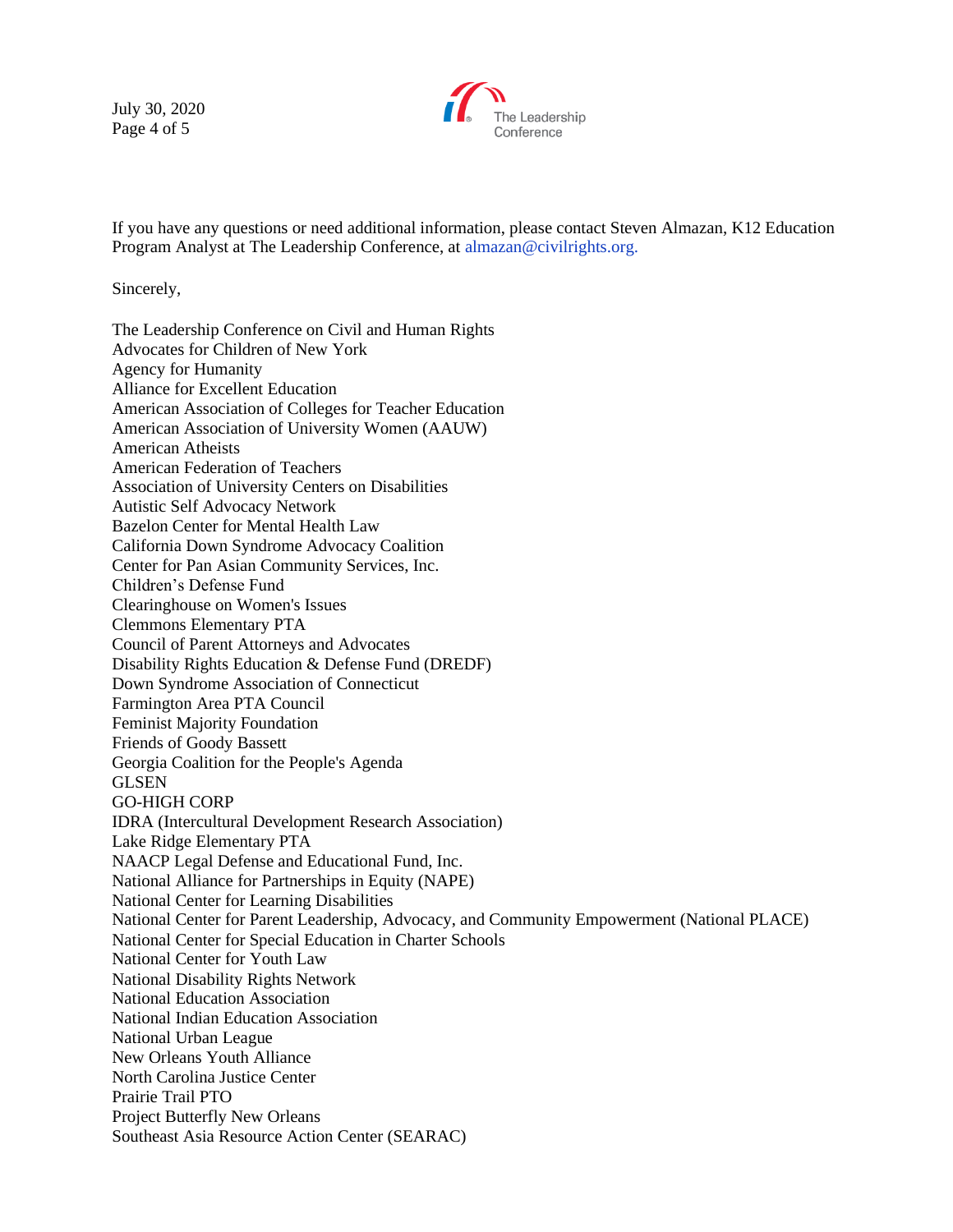If you have any questions or need additional information, please contact Steven Almazan, K12 Education Program Analyst at The Leadership Conference, at almazan@civilrights.org.

Sincerely,

The Leadership Conference on Civil and Human Rights
Advocates for Children of New York
Agency for Humanity
Alliance for Excellent Education
American Association of Colleges for Teacher Education
American Association of University Women (AAUW)
American Atheists
American Federation of Teachers
Association of University Centers on Disabilities
Autistic Self Advocacy Network
Bazelon Center for Mental Health Law
California Down Syndrome Advocacy Coalition
Center for Pan Asian Community Services, Inc.
Children's Defense Fund
Clearinghouse on Women's Issues
Clemmons Elementary PTA
Council of Parent Attorneys and Advocates
Disability Rights Education & Defense Fund (DREDF)
Down Syndrome Association of Connecticut
Farmington Area PTA Council
Feminist Majority Foundation
Friends of Goody Bassett
Georgia Coalition for the People's Agenda
GLSEN
GO-HIGH CORP
IDRA (Intercultural Development Research Association)
Lake Ridge Elementary PTA
NAACP Legal Defense and Educational Fund, Inc.
National Alliance for Partnerships in Equity (NAPE)
National Center for Learning Disabilities
National Center for Parent Leadership, Advocacy, and Community Empowerment (National PLACE)
National Center for Special Education in Charter Schools
National Center for Youth Law
National Disability Rights Network
National Education Association
National Indian Education Association
National Urban League
New Orleans Youth Alliance
North Carolina Justice Center
Prairie Trail PTO
Project Butterfly New Orleans
Southeast Asia Resource Action Center (SEARAC)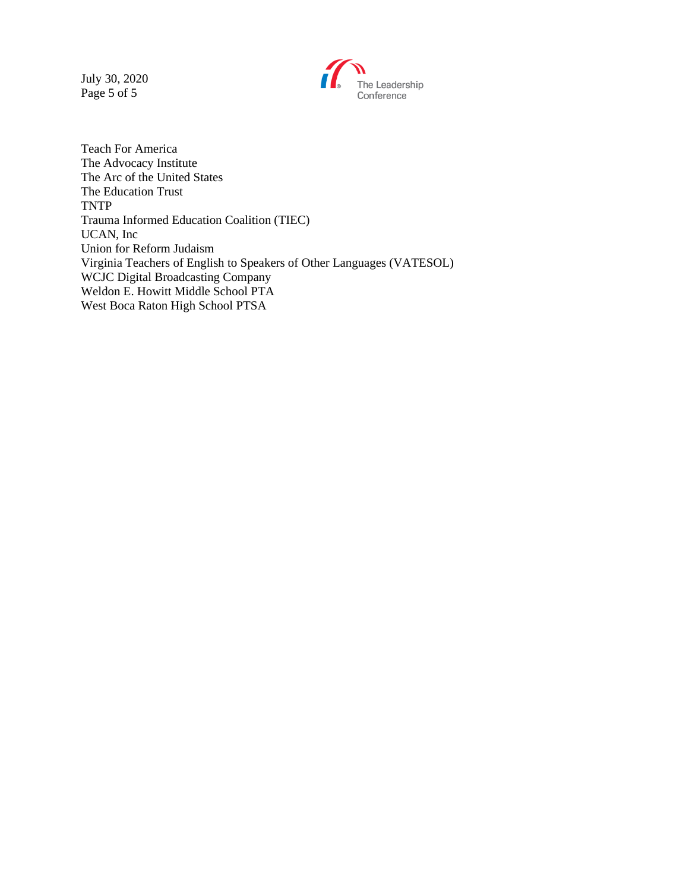Teach For America
The Advocacy Institute
The Arc of the United States
The Education Trust
TNTP
Trauma Informed Education Coalition (TIEC)
UCAN, Inc
Union for Reform Judaism
Virginia Teachers of English to Speakers of Other Languages (VATESOL)
WCJC Digital Broadcasting Company
Weldon E. Howitt Middle School PTA
West Boca Raton High School PTSA